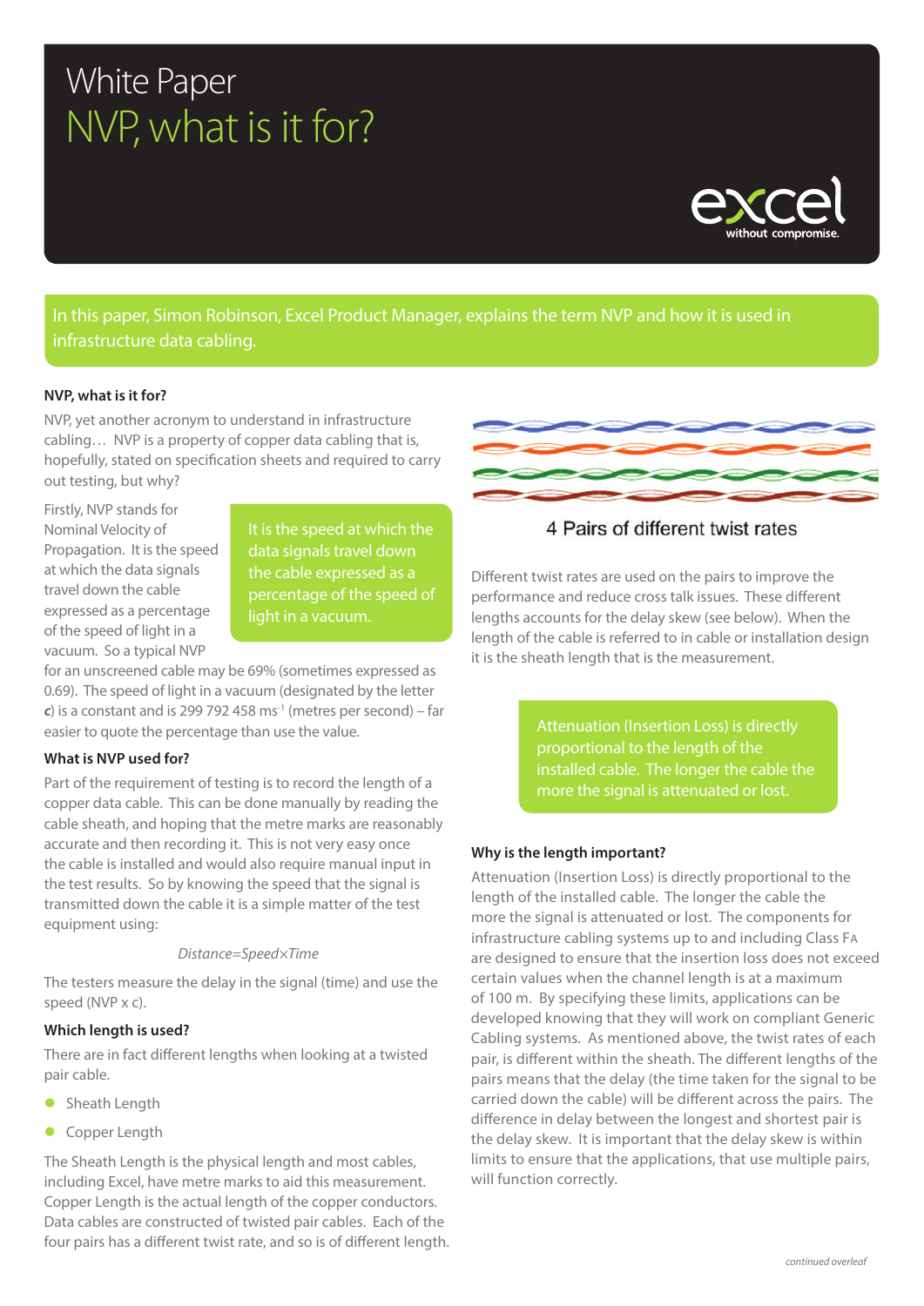# White Paper

# NVP, what is it for?

In this paper, Simon Robinson, Excel Product Manager, explains the term NVP and how it is used in infrastructure data cabling.

### NVP, what is it for?

NVP, yet another acronym to understand in infrastructure cabling… NVP is a property of copper data cabling that is, hopefully, stated on specification sheets and required to carry out testing, but why?

Firstly, NVP stands for Nominal Velocity of Propagation. It is the speed at which the data signals travel down the cable expressed as a percentage of the speed of light in a vacuum. So a typical NVP for an unscreened cable may be 69% (sometimes expressed as 0.69). The speed of light in a vacuum (designated by the letter ***c***) is a constant and is 299 792 458 $ms^{-1}$ (metres per second) – far easier to quote the percentage than use the value.

> It is the speed at which the data signals travel down the cable expressed as a percentage of the speed of light in a vacuum.

### What is NVP used for?

Part of the requirement of testing is to record the length of a copper data cable. This can be done manually by reading the cable sheath, and hoping that the metre marks are reasonably accurate and then recording it. This is not very easy once the cable is installed and would also require manual input in the test results. So by knowing the speed that the signal is transmitted down the cable it is a simple matter of the test equipment using:

$$Distance = Speed \times Time$$

The testers measure the delay in the signal (time) and use the speed (NVP x c).

### Which length is used?

There are in fact different lengths when looking at a twisted pair cable.

- Sheath Length
- Copper Length

The Sheath Length is the physical length and most cables, including Excel, have metre marks to aid this measurement. Copper Length is the actual length of the copper conductors. Data cables are constructed of twisted pair cables. Each of the four pairs has a different twist rate, and so is of different length.

4 Pairs of different twist rates

Different twist rates are used on the pairs to improve the performance and reduce cross talk issues. These different lengths accounts for the delay skew (see below). When the length of the cable is referred to in cable or installation design it is the sheath length that is the measurement.

> Attenuation (Insertion Loss) is directly proportional to the length of the installed cable. The longer the cable the more the signal is attenuated or lost.

### Why is the length important?

Attenuation (Insertion Loss) is directly proportional to the length of the installed cable. The longer the cable the more the signal is attenuated or lost. The components for infrastructure cabling systems up to and including Class FA are designed to ensure that the insertion loss does not exceed certain values when the channel length is at a maximum of 100 m. By specifying these limits, applications can be developed knowing that they will work on compliant Generic Cabling systems. As mentioned above, the twist rates of each pair, is different within the sheath. The different lengths of the pairs means that the delay (the time taken for the signal to be carried down the cable) will be different across the pairs. The difference in delay between the longest and shortest pair is the delay skew. It is important that the delay skew is within limits to ensure that the applications, that use multiple pairs, will function correctly.

*continued overleaf*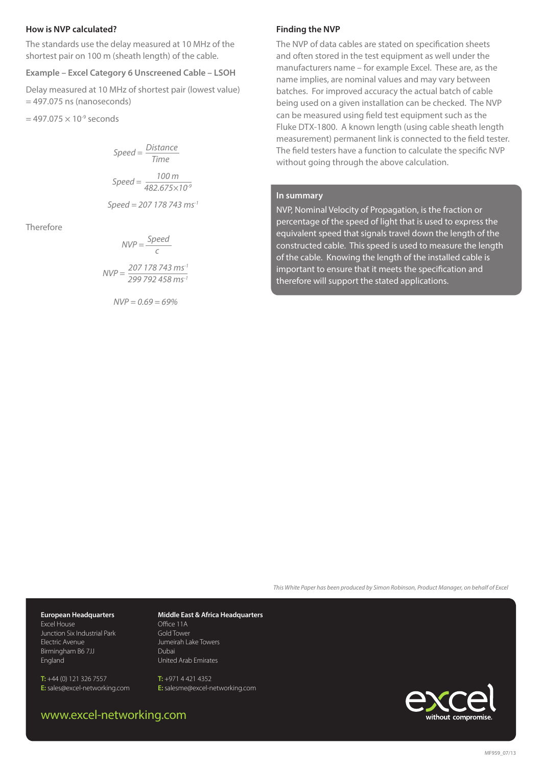### How is NVP calculated?

The standards use the delay measured at 10 MHz of the shortest pair on 100 m (sheath length) of the cable.

**Example – Excel Category 6 Unscreened Cable – LSOH**

Delay measured at 10 MHz of shortest pair (lowest value) = 497.075 ns (nanoseconds)

= $497.075 \times 10^{-9}$ seconds

$$Speed = \frac{Distance}{Time}$$

$$Speed = \frac{100\,m}{482.675 \times 10^{-9}}$$

$$Speed = 207\,178\,743\ ms^{-1}$$

Therefore

$$NVP = \frac{Speed}{c}$$

$$NVP = \frac{207\,178\,743\ ms^{-1}}{299\,792\,458\ ms^{-1}}$$

$$NVP = 0.69 = 69\%$$

### Finding the NVP

The NVP of data cables are stated on specification sheets and often stored in the test equipment as well under the manufacturers name – for example Excel. These are, as the name implies, are nominal values and may vary between batches. For improved accuracy the actual batch of cable being used on a given installation can be checked. The NVP can be measured using field test equipment such as the Fluke DTX-1800. A known length (using cable sheath length measurement) permanent link is connected to the field tester. The field testers have a function to calculate the specific NVP without going through the above calculation.

**In summary**

NVP, Nominal Velocity of Propagation, is the fraction or percentage of the speed of light that is used to express the equivalent speed that signals travel down the length of the constructed cable. This speed is used to measure the length of the cable. Knowing the length of the installed cable is important to ensure that it meets the specification and therefore will support the stated applications.

*This White Paper has been produced by Simon Robinson, Product Manager, on behalf of Excel*

**European Headquarters**
Excel House
Junction Six Industrial Park
Electric Avenue
Birmingham B6 7JJ
England

**T:** +44 (0) 121 326 7557
**E:** sales@excel-networking.com

**Middle East & Africa Headquarters**
Office 11A
Gold Tower
Jumeirah Lake Towers
Dubai
United Arab Emirates

**T:** +971 4 421 4352
**E:** salesme@excel-networking.com

www.excel-networking.com

excel without compromise.

MF959_07/13